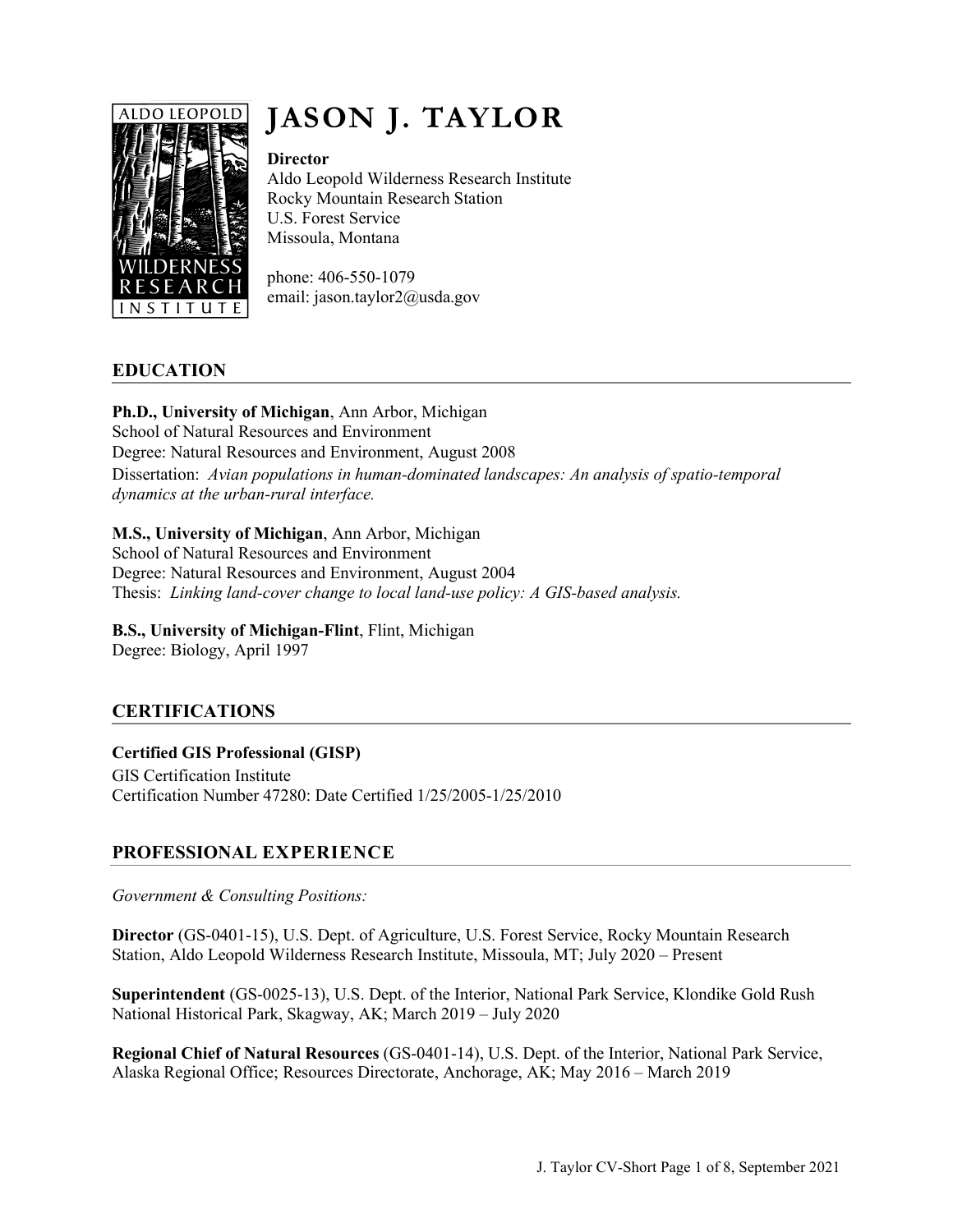# JASON J. TAYLOR

**Director**
Aldo Leopold Wilderness Research Institute
Rocky Mountain Research Station
U.S. Forest Service
Missoula, Montana

phone: 406-550-1079
email: jason.taylor2@usda.gov

## EDUCATION

**Ph.D., University of Michigan**, Ann Arbor, Michigan
School of Natural Resources and Environment
Degree: Natural Resources and Environment, August 2008
Dissertation: *Avian populations in human-dominated landscapes: An analysis of spatio-temporal dynamics at the urban-rural interface.*

**M.S., University of Michigan**, Ann Arbor, Michigan
School of Natural Resources and Environment
Degree: Natural Resources and Environment, August 2004
Thesis: *Linking land-cover change to local land-use policy: A GIS-based analysis.*

**B.S., University of Michigan-Flint**, Flint, Michigan
Degree: Biology, April 1997

## CERTIFICATIONS

**Certified GIS Professional (GISP)**
GIS Certification Institute
Certification Number 47280: Date Certified 1/25/2005-1/25/2010

## PROFESSIONAL EXPERIENCE

*Government & Consulting Positions:*

**Director** (GS-0401-15), U.S. Dept. of Agriculture, U.S. Forest Service, Rocky Mountain Research Station, Aldo Leopold Wilderness Research Institute, Missoula, MT; July 2020 – Present

**Superintendent** (GS-0025-13), U.S. Dept. of the Interior, National Park Service, Klondike Gold Rush National Historical Park, Skagway, AK; March 2019 – July 2020

**Regional Chief of Natural Resources** (GS-0401-14), U.S. Dept. of the Interior, National Park Service, Alaska Regional Office; Resources Directorate, Anchorage, AK; May 2016 – March 2019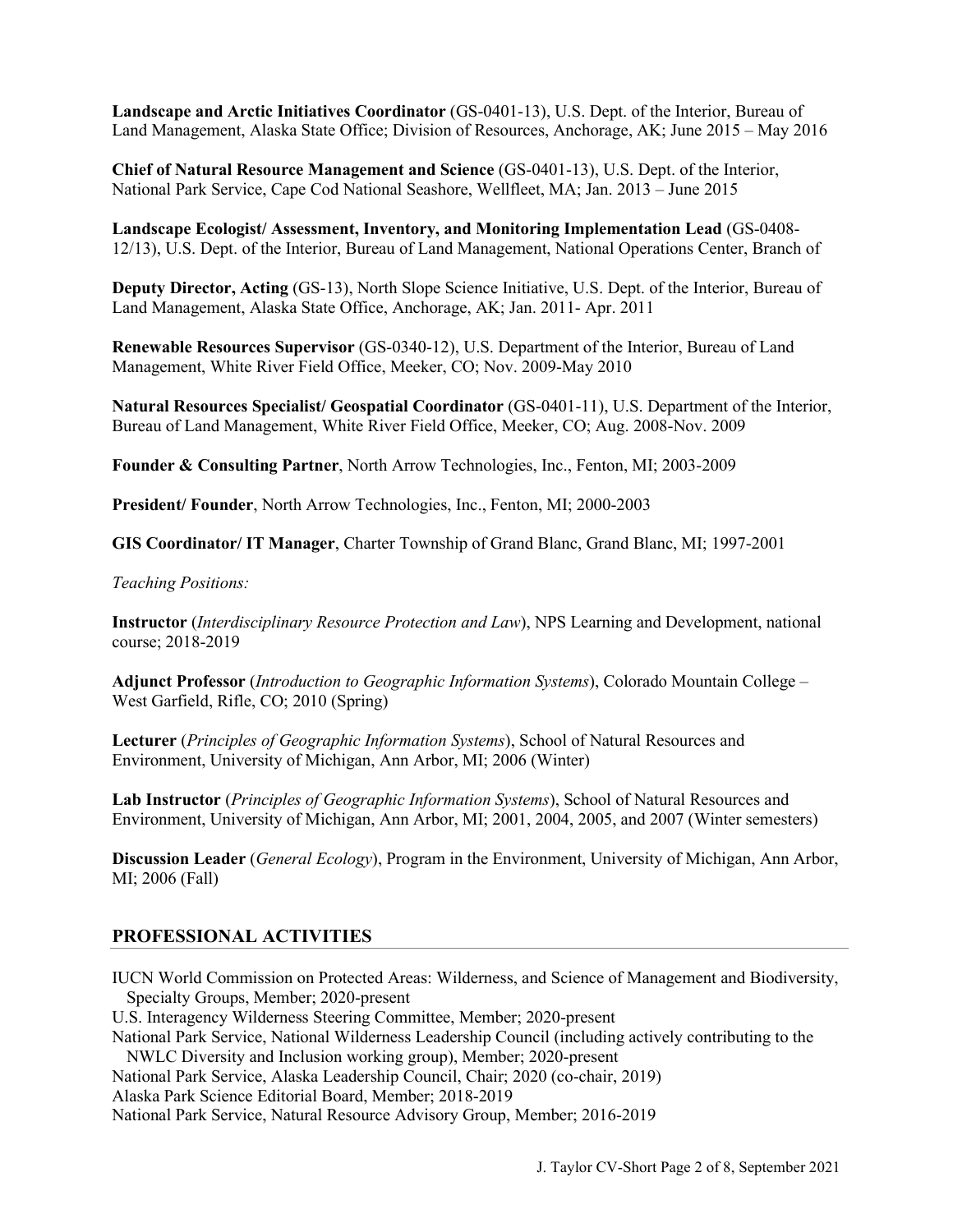**Landscape and Arctic Initiatives Coordinator** (GS-0401-13), U.S. Dept. of the Interior, Bureau of Land Management, Alaska State Office; Division of Resources, Anchorage, AK; June 2015 – May 2016

**Chief of Natural Resource Management and Science** (GS-0401-13), U.S. Dept. of the Interior, National Park Service, Cape Cod National Seashore, Wellfleet, MA; Jan. 2013 – June 2015

**Landscape Ecologist/ Assessment, Inventory, and Monitoring Implementation Lead** (GS-0408-12/13), U.S. Dept. of the Interior, Bureau of Land Management, National Operations Center, Branch of

**Deputy Director, Acting** (GS-13), North Slope Science Initiative, U.S. Dept. of the Interior, Bureau of Land Management, Alaska State Office, Anchorage, AK; Jan. 2011- Apr. 2011

**Renewable Resources Supervisor** (GS-0340-12), U.S. Department of the Interior, Bureau of Land Management, White River Field Office, Meeker, CO; Nov. 2009-May 2010

**Natural Resources Specialist/ Geospatial Coordinator** (GS-0401-11), U.S. Department of the Interior, Bureau of Land Management, White River Field Office, Meeker, CO; Aug. 2008-Nov. 2009

**Founder & Consulting Partner**, North Arrow Technologies, Inc., Fenton, MI; 2003-2009

**President/ Founder**, North Arrow Technologies, Inc., Fenton, MI; 2000-2003

**GIS Coordinator/ IT Manager**, Charter Township of Grand Blanc, Grand Blanc, MI; 1997-2001

*Teaching Positions:*

**Instructor** (*Interdisciplinary Resource Protection and Law*), NPS Learning and Development, national course; 2018-2019

**Adjunct Professor** (*Introduction to Geographic Information Systems*), Colorado Mountain College – West Garfield, Rifle, CO; 2010 (Spring)

**Lecturer** (*Principles of Geographic Information Systems*), School of Natural Resources and Environment, University of Michigan, Ann Arbor, MI; 2006 (Winter)

**Lab Instructor** (*Principles of Geographic Information Systems*), School of Natural Resources and Environment, University of Michigan, Ann Arbor, MI; 2001, 2004, 2005, and 2007 (Winter semesters)

**Discussion Leader** (*General Ecology*), Program in the Environment, University of Michigan, Ann Arbor, MI; 2006 (Fall)

## PROFESSIONAL ACTIVITIES

IUCN World Commission on Protected Areas: Wilderness, and Science of Management and Biodiversity, Specialty Groups, Member; 2020-present

U.S. Interagency Wilderness Steering Committee, Member; 2020-present

National Park Service, National Wilderness Leadership Council (including actively contributing to the NWLC Diversity and Inclusion working group), Member; 2020-present

National Park Service, Alaska Leadership Council, Chair; 2020 (co-chair, 2019)

Alaska Park Science Editorial Board, Member; 2018-2019

National Park Service, Natural Resource Advisory Group, Member; 2016-2019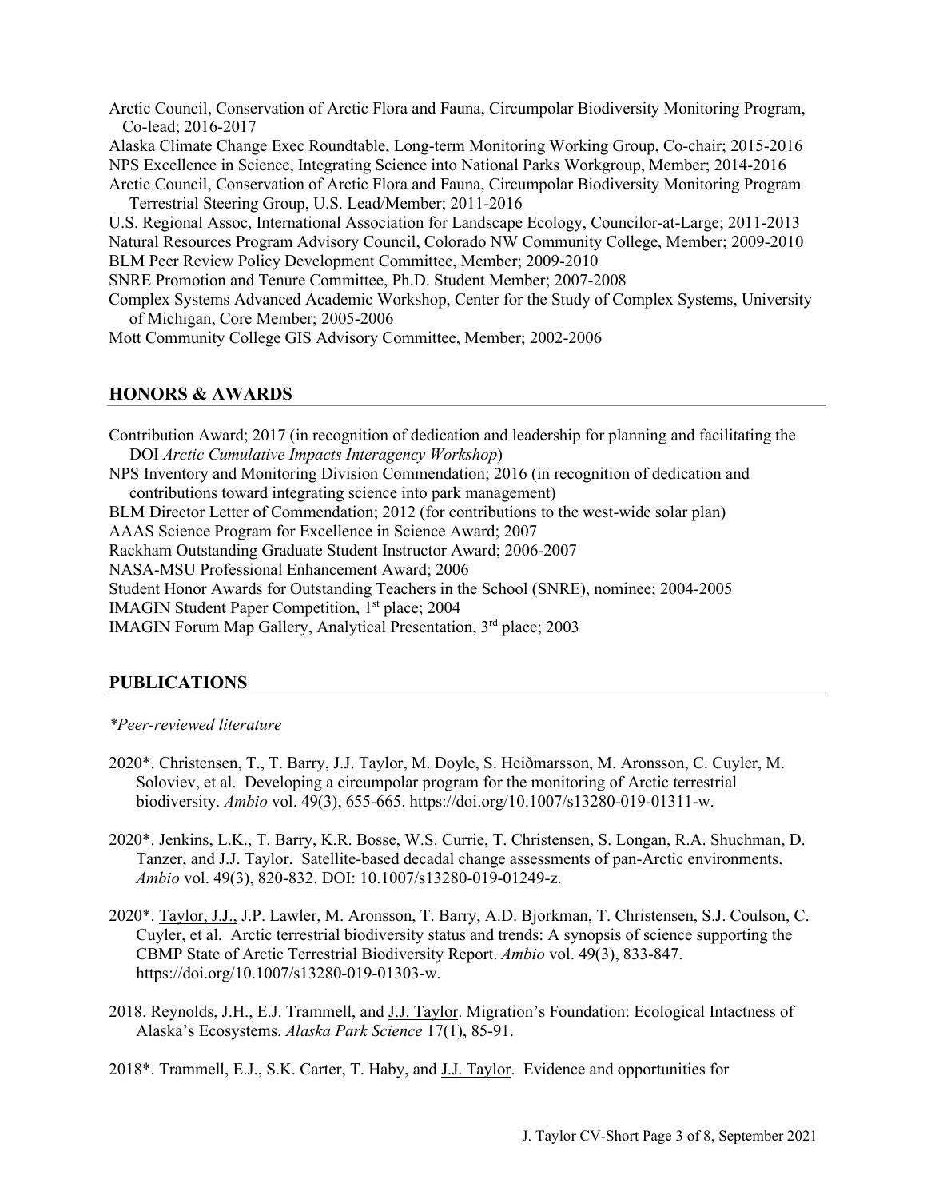Arctic Council, Conservation of Arctic Flora and Fauna, Circumpolar Biodiversity Monitoring Program, Co-lead; 2016-2017

Alaska Climate Change Exec Roundtable, Long-term Monitoring Working Group, Co-chair; 2015-2016

NPS Excellence in Science, Integrating Science into National Parks Workgroup, Member; 2014-2016

Arctic Council, Conservation of Arctic Flora and Fauna, Circumpolar Biodiversity Monitoring Program Terrestrial Steering Group, U.S. Lead/Member; 2011-2016

U.S. Regional Assoc, International Association for Landscape Ecology, Councilor-at-Large; 2011-2013

Natural Resources Program Advisory Council, Colorado NW Community College, Member; 2009-2010

BLM Peer Review Policy Development Committee, Member; 2009-2010

SNRE Promotion and Tenure Committee, Ph.D. Student Member; 2007-2008

Complex Systems Advanced Academic Workshop, Center for the Study of Complex Systems, University of Michigan, Core Member; 2005-2006

Mott Community College GIS Advisory Committee, Member; 2002-2006

## HONORS & AWARDS

Contribution Award; 2017 (in recognition of dedication and leadership for planning and facilitating the DOI *Arctic Cumulative Impacts Interagency Workshop*)

NPS Inventory and Monitoring Division Commendation; 2016 (in recognition of dedication and contributions toward integrating science into park management)

BLM Director Letter of Commendation; 2012 (for contributions to the west-wide solar plan)

AAAS Science Program for Excellence in Science Award; 2007

Rackham Outstanding Graduate Student Instructor Award; 2006-2007

NASA-MSU Professional Enhancement Award; 2006

Student Honor Awards for Outstanding Teachers in the School (SNRE), nominee; 2004-2005

IMAGIN Student Paper Competition, 1st place; 2004

IMAGIN Forum Map Gallery, Analytical Presentation, 3rd place; 2003

## PUBLICATIONS

*\*Peer-reviewed literature*

2020*. Christensen, T., T. Barry, J.J. Taylor, M. Doyle, S. Heiðmarsson, M. Aronsson, C. Cuyler, M. Soloviev, et al. Developing a circumpolar program for the monitoring of Arctic terrestrial biodiversity. *Ambio* vol. 49(3), 655-665. https://doi.org/10.1007/s13280-019-01311-w.

2020*. Jenkins, L.K., T. Barry, K.R. Bosse, W.S. Currie, T. Christensen, S. Longan, R.A. Shuchman, D. Tanzer, and J.J. Taylor. Satellite-based decadal change assessments of pan-Arctic environments. *Ambio* vol. 49(3), 820-832. DOI: 10.1007/s13280-019-01249-z.

2020*. Taylor, J.J., J.P. Lawler, M. Aronsson, T. Barry, A.D. Bjorkman, T. Christensen, S.J. Coulson, C. Cuyler, et al. Arctic terrestrial biodiversity status and trends: A synopsis of science supporting the CBMP State of Arctic Terrestrial Biodiversity Report. *Ambio* vol. 49(3), 833-847. https://doi.org/10.1007/s13280-019-01303-w.

2018. Reynolds, J.H., E.J. Trammell, and J.J. Taylor. Migration's Foundation: Ecological Intactness of Alaska's Ecosystems. *Alaska Park Science* 17(1), 85-91.

2018*. Trammell, E.J., S.K. Carter, T. Haby, and J.J. Taylor. Evidence and opportunities for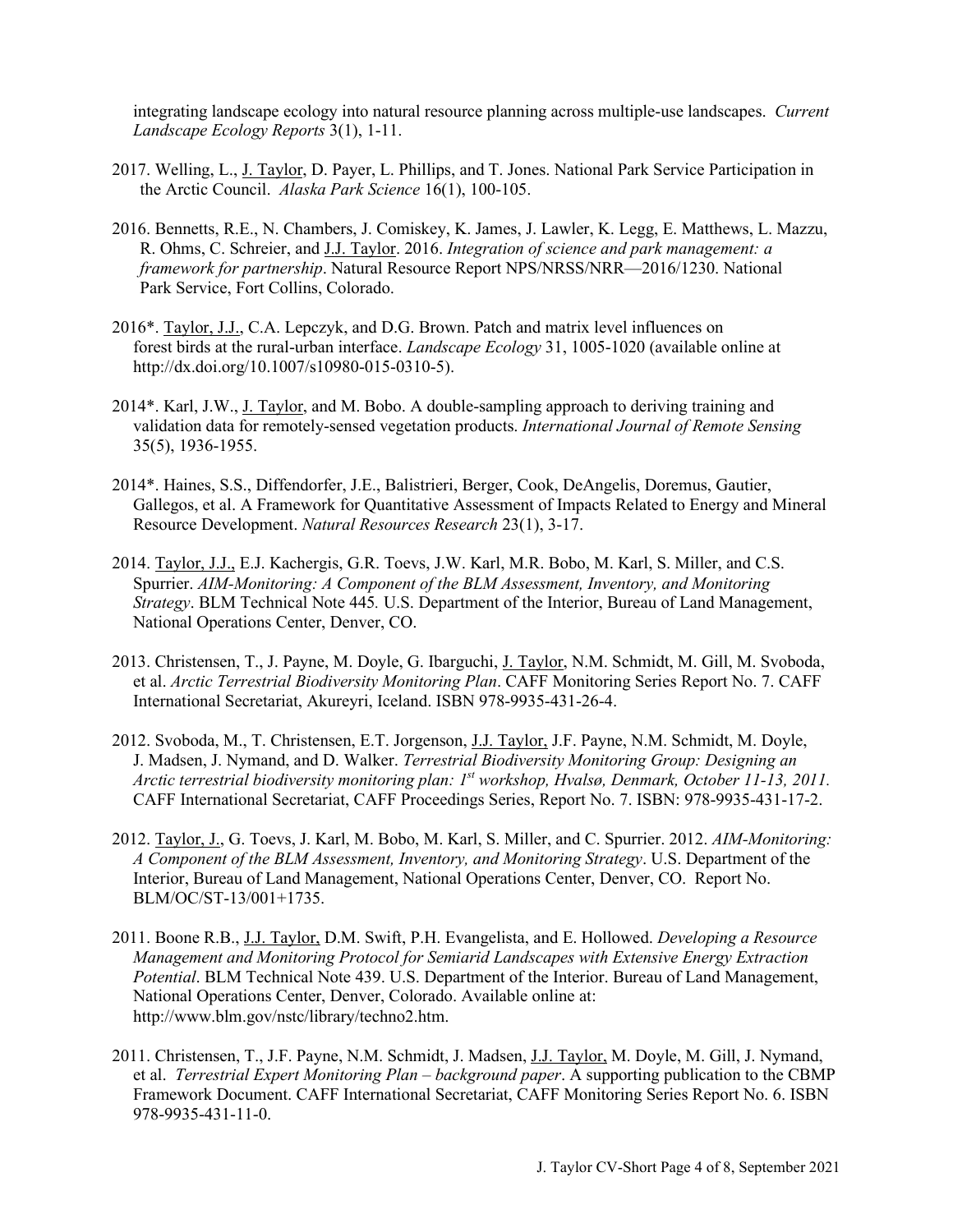integrating landscape ecology into natural resource planning across multiple-use landscapes. *Current Landscape Ecology Reports* 3(1), 1-11.

2017. Welling, L., J. Taylor, D. Payer, L. Phillips, and T. Jones. National Park Service Participation in the Arctic Council. *Alaska Park Science* 16(1), 100-105.

2016. Bennetts, R.E., N. Chambers, J. Comiskey, K. James, J. Lawler, K. Legg, E. Matthews, L. Mazzu, R. Ohms, C. Schreier, and J.J. Taylor. 2016. *Integration of science and park management: a framework for partnership*. Natural Resource Report NPS/NRSS/NRR—2016/1230. National Park Service, Fort Collins, Colorado.

2016*. Taylor, J.J., C.A. Lepczyk, and D.G. Brown. Patch and matrix level influences on forest birds at the rural-urban interface. *Landscape Ecology* 31, 1005-1020 (available online at http://dx.doi.org/10.1007/s10980-015-0310-5).

2014*. Karl, J.W., J. Taylor, and M. Bobo. A double-sampling approach to deriving training and validation data for remotely-sensed vegetation products. *International Journal of Remote Sensing* 35(5), 1936-1955.

2014*. Haines, S.S., Diffendorfer, J.E., Balistrieri, Berger, Cook, DeAngelis, Doremus, Gautier, Gallegos, et al. A Framework for Quantitative Assessment of Impacts Related to Energy and Mineral Resource Development. *Natural Resources Research* 23(1), 3-17.

2014. Taylor, J.J., E.J. Kachergis, G.R. Toevs, J.W. Karl, M.R. Bobo, M. Karl, S. Miller, and C.S. Spurrier. *AIM-Monitoring: A Component of the BLM Assessment, Inventory, and Monitoring Strategy*. BLM Technical Note 445. U.S. Department of the Interior, Bureau of Land Management, National Operations Center, Denver, CO.

2013. Christensen, T., J. Payne, M. Doyle, G. Ibarguchi, J. Taylor, N.M. Schmidt, M. Gill, M. Svoboda, et al. *Arctic Terrestrial Biodiversity Monitoring Plan*. CAFF Monitoring Series Report No. 7. CAFF International Secretariat, Akureyri, Iceland. ISBN 978-9935-431-26-4.

2012. Svoboda, M., T. Christensen, E.T. Jorgenson, J.J. Taylor, J.F. Payne, N.M. Schmidt, M. Doyle, J. Madsen, J. Nymand, and D. Walker. *Terrestrial Biodiversity Monitoring Group: Designing an Arctic terrestrial biodiversity monitoring plan: 1st workshop, Hvalsø, Denmark, October 11-13, 2011.* CAFF International Secretariat, CAFF Proceedings Series, Report No. 7. ISBN: 978-9935-431-17-2.

2012. Taylor, J., G. Toevs, J. Karl, M. Bobo, M. Karl, S. Miller, and C. Spurrier. 2012. *AIM-Monitoring: A Component of the BLM Assessment, Inventory, and Monitoring Strategy*. U.S. Department of the Interior, Bureau of Land Management, National Operations Center, Denver, CO. Report No. BLM/OC/ST-13/001+1735.

2011. Boone R.B., J.J. Taylor, D.M. Swift, P.H. Evangelista, and E. Hollowed. *Developing a Resource Management and Monitoring Protocol for Semiarid Landscapes with Extensive Energy Extraction Potential*. BLM Technical Note 439. U.S. Department of the Interior. Bureau of Land Management, National Operations Center, Denver, Colorado. Available online at: http://www.blm.gov/nstc/library/techno2.htm.

2011. Christensen, T., J.F. Payne, N.M. Schmidt, J. Madsen, J.J. Taylor, M. Doyle, M. Gill, J. Nymand, et al. *Terrestrial Expert Monitoring Plan – background paper*. A supporting publication to the CBMP Framework Document. CAFF International Secretariat, CAFF Monitoring Series Report No. 6. ISBN 978-9935-431-11-0.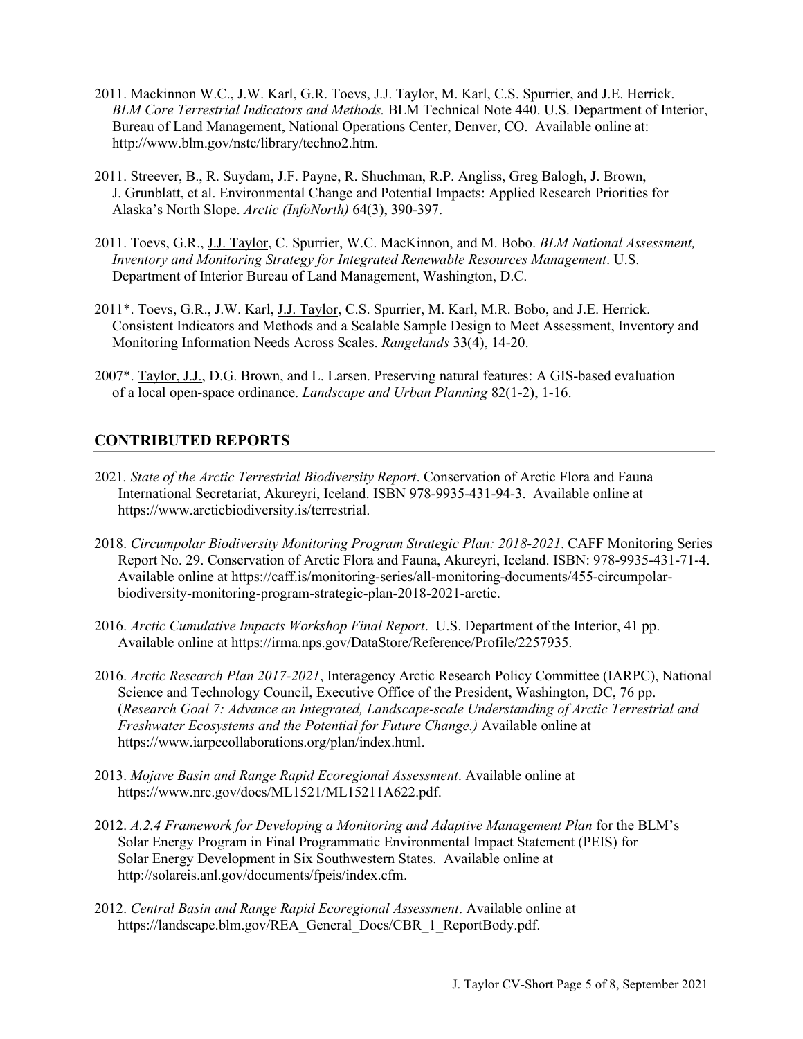2011. Mackinnon W.C., J.W. Karl, G.R. Toevs, J.J. Taylor, M. Karl, C.S. Spurrier, and J.E. Herrick. *BLM Core Terrestrial Indicators and Methods.* BLM Technical Note 440. U.S. Department of Interior, Bureau of Land Management, National Operations Center, Denver, CO. Available online at: http://www.blm.gov/nstc/library/techno2.htm.

2011. Streever, B., R. Suydam, J.F. Payne, R. Shuchman, R.P. Angliss, Greg Balogh, J. Brown, J. Grunblatt, et al. Environmental Change and Potential Impacts: Applied Research Priorities for Alaska's North Slope. *Arctic (InfoNorth)* 64(3), 390-397.

2011. Toevs, G.R., J.J. Taylor, C. Spurrier, W.C. MacKinnon, and M. Bobo. *BLM National Assessment, Inventory and Monitoring Strategy for Integrated Renewable Resources Management*. U.S. Department of Interior Bureau of Land Management, Washington, D.C.

2011*. Toevs, G.R., J.W. Karl, J.J. Taylor, C.S. Spurrier, M. Karl, M.R. Bobo, and J.E. Herrick. Consistent Indicators and Methods and a Scalable Sample Design to Meet Assessment, Inventory and Monitoring Information Needs Across Scales. *Rangelands* 33(4), 14-20.

2007*. Taylor, J.J., D.G. Brown, and L. Larsen. Preserving natural features: A GIS-based evaluation of a local open-space ordinance. *Landscape and Urban Planning* 82(1-2), 1-16.

## CONTRIBUTED REPORTS

2021. *State of the Arctic Terrestrial Biodiversity Report*. Conservation of Arctic Flora and Fauna International Secretariat, Akureyri, Iceland. ISBN 978-9935-431-94-3. Available online at https://www.arcticbiodiversity.is/terrestrial.

2018. *Circumpolar Biodiversity Monitoring Program Strategic Plan: 2018-2021*. CAFF Monitoring Series Report No. 29. Conservation of Arctic Flora and Fauna, Akureyri, Iceland. ISBN: 978-9935-431-71-4. Available online at https://caff.is/monitoring-series/all-monitoring-documents/455-circumpolar-biodiversity-monitoring-program-strategic-plan-2018-2021-arctic.

2016. *Arctic Cumulative Impacts Workshop Final Report*. U.S. Department of the Interior, 41 pp. Available online at https://irma.nps.gov/DataStore/Reference/Profile/2257935.

2016. *Arctic Research Plan 2017-2021*, Interagency Arctic Research Policy Committee (IARPC), National Science and Technology Council, Executive Office of the President, Washington, DC, 76 pp. (*Research Goal 7: Advance an Integrated, Landscape-scale Understanding of Arctic Terrestrial and Freshwater Ecosystems and the Potential for Future Change.)* Available online at https://www.iarpccollaborations.org/plan/index.html.

2013. *Mojave Basin and Range Rapid Ecoregional Assessment*. Available online at https://www.nrc.gov/docs/ML1521/ML15211A622.pdf.

2012. *A.2.4 Framework for Developing a Monitoring and Adaptive Management Plan* for the BLM's Solar Energy Program in Final Programmatic Environmental Impact Statement (PEIS) for Solar Energy Development in Six Southwestern States. Available online at http://solareis.anl.gov/documents/fpeis/index.cfm.

2012. *Central Basin and Range Rapid Ecoregional Assessment*. Available online at https://landscape.blm.gov/REA_General_Docs/CBR_1_ReportBody.pdf.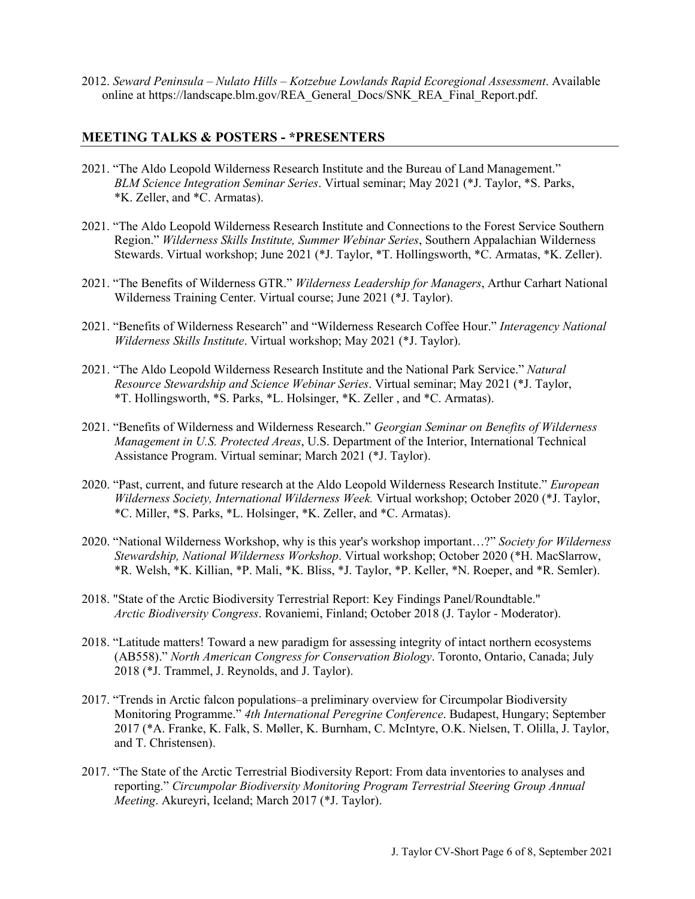2012. *Seward Peninsula – Nulato Hills – Kotzebue Lowlands Rapid Ecoregional Assessment*. Available online at https://landscape.blm.gov/REA_General_Docs/SNK_REA_Final_Report.pdf.

## MEETING TALKS & POSTERS - *PRESENTERS

2021. "The Aldo Leopold Wilderness Research Institute and the Bureau of Land Management." *BLM Science Integration Seminar Series*. Virtual seminar; May 2021 (*J. Taylor, *S. Parks, *K. Zeller, and *C. Armatas).

2021. "The Aldo Leopold Wilderness Research Institute and Connections to the Forest Service Southern Region." *Wilderness Skills Institute, Summer Webinar Series*, Southern Appalachian Wilderness Stewards. Virtual workshop; June 2021 (*J. Taylor, *T. Hollingsworth, *C. Armatas, *K. Zeller).

2021. "The Benefits of Wilderness GTR." *Wilderness Leadership for Managers*, Arthur Carhart National Wilderness Training Center. Virtual course; June 2021 (*J. Taylor).

2021. "Benefits of Wilderness Research" and "Wilderness Research Coffee Hour." *Interagency National Wilderness Skills Institute*. Virtual workshop; May 2021 (*J. Taylor).

2021. "The Aldo Leopold Wilderness Research Institute and the National Park Service." *Natural Resource Stewardship and Science Webinar Series*. Virtual seminar; May 2021 (*J. Taylor, *T. Hollingsworth, *S. Parks, *L. Holsinger, *K. Zeller , and *C. Armatas).

2021. "Benefits of Wilderness and Wilderness Research." *Georgian Seminar on Benefits of Wilderness Management in U.S. Protected Areas*, U.S. Department of the Interior, International Technical Assistance Program. Virtual seminar; March 2021 (*J. Taylor).

2020. "Past, current, and future research at the Aldo Leopold Wilderness Research Institute." *European Wilderness Society, International Wilderness Week.* Virtual workshop; October 2020 (*J. Taylor, *C. Miller, *S. Parks, *L. Holsinger, *K. Zeller, and *C. Armatas).

2020. "National Wilderness Workshop, why is this year's workshop important…?" *Society for Wilderness Stewardship, National Wilderness Workshop*. Virtual workshop; October 2020 (*H. MacSlarrow, *R. Welsh, *K. Killian, *P. Mali, *K. Bliss, *J. Taylor, *P. Keller, *N. Roeper, and *R. Semler).

2018. "State of the Arctic Biodiversity Terrestrial Report: Key Findings Panel/Roundtable." *Arctic Biodiversity Congress*. Rovaniemi, Finland; October 2018 (J. Taylor - Moderator).

2018. "Latitude matters! Toward a new paradigm for assessing integrity of intact northern ecosystems (AB558)." *North American Congress for Conservation Biology*. Toronto, Ontario, Canada; July 2018 (*J. Trammel, J. Reynolds, and J. Taylor).

2017. "Trends in Arctic falcon populations–a preliminary overview for Circumpolar Biodiversity Monitoring Programme." *4th International Peregrine Conference*. Budapest, Hungary; September 2017 (*A. Franke, K. Falk, S. Møller, K. Burnham, C. McIntyre, O.K. Nielsen, T. Olilla, J. Taylor, and T. Christensen).

2017. "The State of the Arctic Terrestrial Biodiversity Report: From data inventories to analyses and reporting." *Circumpolar Biodiversity Monitoring Program Terrestrial Steering Group Annual Meeting*. Akureyri, Iceland; March 2017 (*J. Taylor).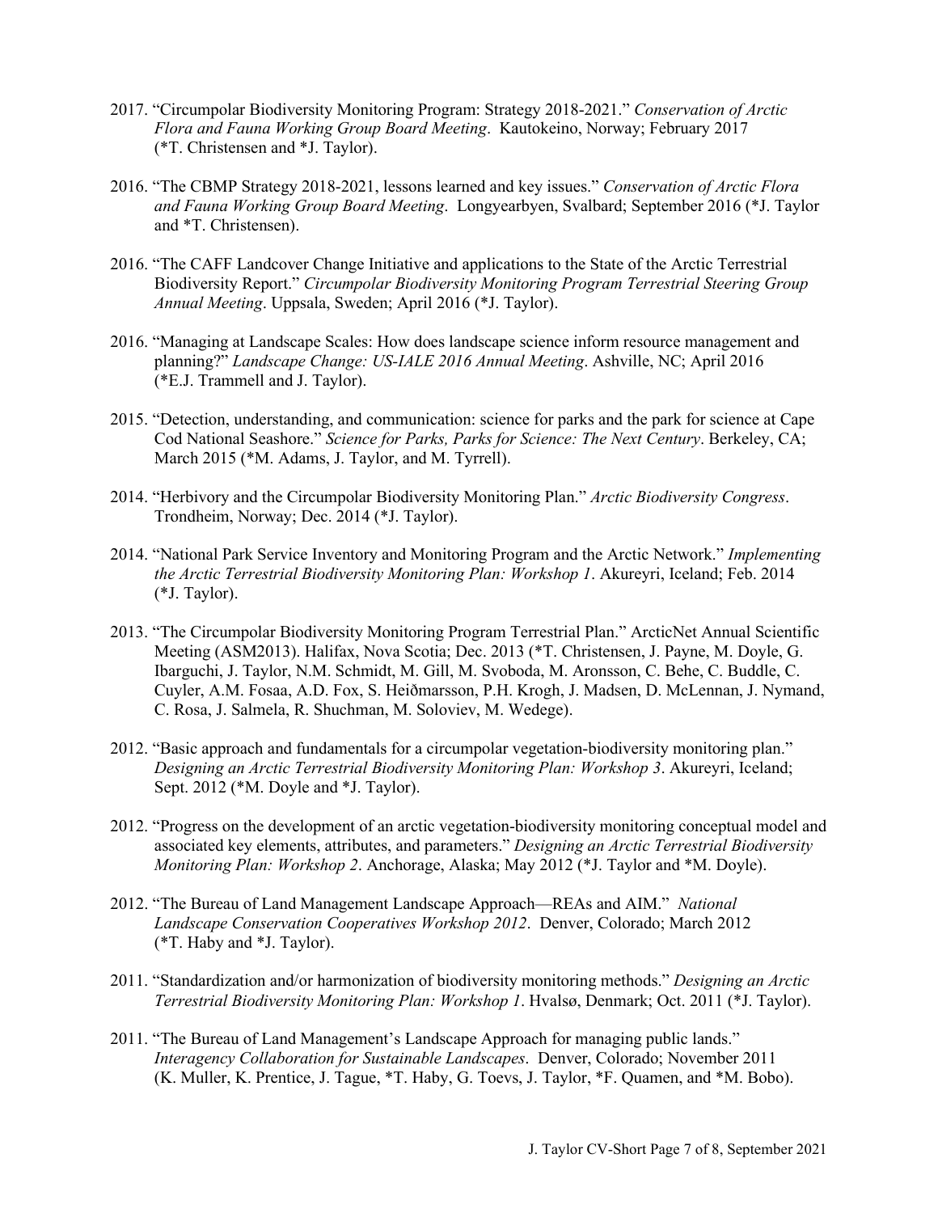2017. "Circumpolar Biodiversity Monitoring Program: Strategy 2018-2021." *Conservation of Arctic Flora and Fauna Working Group Board Meeting*. Kautokeino, Norway; February 2017 (*T. Christensen and *J. Taylor).

2016. "The CBMP Strategy 2018-2021, lessons learned and key issues." *Conservation of Arctic Flora and Fauna Working Group Board Meeting*. Longyearbyen, Svalbard; September 2016 (*J. Taylor and *T. Christensen).

2016. "The CAFF Landcover Change Initiative and applications to the State of the Arctic Terrestrial Biodiversity Report." *Circumpolar Biodiversity Monitoring Program Terrestrial Steering Group Annual Meeting*. Uppsala, Sweden; April 2016 (*J. Taylor).

2016. "Managing at Landscape Scales: How does landscape science inform resource management and planning?" *Landscape Change: US-IALE 2016 Annual Meeting*. Ashville, NC; April 2016 (*E.J. Trammell and J. Taylor).

2015. "Detection, understanding, and communication: science for parks and the park for science at Cape Cod National Seashore." *Science for Parks, Parks for Science: The Next Century*. Berkeley, CA; March 2015 (*M. Adams, J. Taylor, and M. Tyrrell).

2014. "Herbivory and the Circumpolar Biodiversity Monitoring Plan." *Arctic Biodiversity Congress*. Trondheim, Norway; Dec. 2014 (*J. Taylor).

2014. "National Park Service Inventory and Monitoring Program and the Arctic Network." *Implementing the Arctic Terrestrial Biodiversity Monitoring Plan: Workshop 1*. Akureyri, Iceland; Feb. 2014 (*J. Taylor).

2013. "The Circumpolar Biodiversity Monitoring Program Terrestrial Plan." ArcticNet Annual Scientific Meeting (ASM2013). Halifax, Nova Scotia; Dec. 2013 (*T. Christensen, J. Payne, M. Doyle, G. Ibarguchi, J. Taylor, N.M. Schmidt, M. Gill, M. Svoboda, M. Aronsson, C. Behe, C. Buddle, C. Cuyler, A.M. Fosaa, A.D. Fox, S. Heiðmarsson, P.H. Krogh, J. Madsen, D. McLennan, J. Nymand, C. Rosa, J. Salmela, R. Shuchman, M. Soloviev, M. Wedege).

2012. "Basic approach and fundamentals for a circumpolar vegetation-biodiversity monitoring plan." *Designing an Arctic Terrestrial Biodiversity Monitoring Plan: Workshop 3*. Akureyri, Iceland; Sept. 2012 (*M. Doyle and *J. Taylor).

2012. "Progress on the development of an arctic vegetation-biodiversity monitoring conceptual model and associated key elements, attributes, and parameters." *Designing an Arctic Terrestrial Biodiversity Monitoring Plan: Workshop 2*. Anchorage, Alaska; May 2012 (*J. Taylor and *M. Doyle).

2012. "The Bureau of Land Management Landscape Approach—REAs and AIM." *National Landscape Conservation Cooperatives Workshop 2012*. Denver, Colorado; March 2012 (*T. Haby and *J. Taylor).

2011. "Standardization and/or harmonization of biodiversity monitoring methods." *Designing an Arctic Terrestrial Biodiversity Monitoring Plan: Workshop 1*. Hvalsø, Denmark; Oct. 2011 (*J. Taylor).

2011. "The Bureau of Land Management's Landscape Approach for managing public lands." *Interagency Collaboration for Sustainable Landscapes*. Denver, Colorado; November 2011 (K. Muller, K. Prentice, J. Tague, *T. Haby, G. Toevs, J. Taylor, *F. Quamen, and *M. Bobo).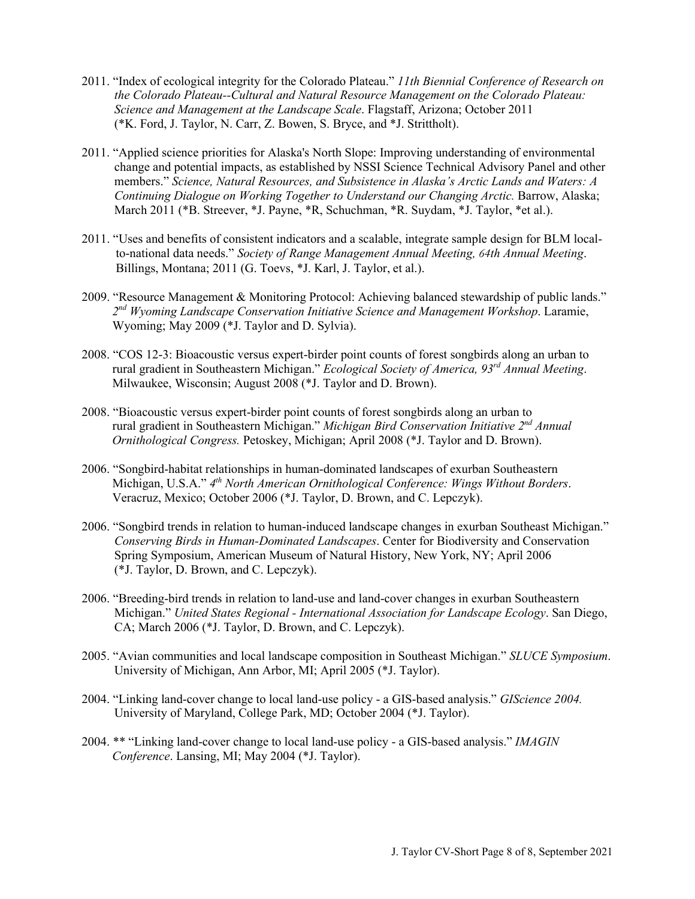2011. "Index of ecological integrity for the Colorado Plateau." *11th Biennial Conference of Research on the Colorado Plateau--Cultural and Natural Resource Management on the Colorado Plateau: Science and Management at the Landscape Scale*. Flagstaff, Arizona; October 2011 (*K. Ford, J. Taylor, N. Carr, Z. Bowen, S. Bryce, and *J. Strittholt).

2011. "Applied science priorities for Alaska's North Slope: Improving understanding of environmental change and potential impacts, as established by NSSI Science Technical Advisory Panel and other members." *Science, Natural Resources, and Subsistence in Alaska's Arctic Lands and Waters: A Continuing Dialogue on Working Together to Understand our Changing Arctic.* Barrow, Alaska; March 2011 (*B. Streever, *J. Payne, *R, Schuchman, *R. Suydam, *J. Taylor, *et al.).

2011. "Uses and benefits of consistent indicators and a scalable, integrate sample design for BLM local-to-national data needs." *Society of Range Management Annual Meeting, 64th Annual Meeting*. Billings, Montana; 2011 (G. Toevs, *J. Karl, J. Taylor, et al.).

2009. "Resource Management & Monitoring Protocol: Achieving balanced stewardship of public lands." *2nd Wyoming Landscape Conservation Initiative Science and Management Workshop*. Laramie, Wyoming; May 2009 (*J. Taylor and D. Sylvia).

2008. "COS 12-3: Bioacoustic versus expert-birder point counts of forest songbirds along an urban to rural gradient in Southeastern Michigan." *Ecological Society of America, 93rd Annual Meeting*. Milwaukee, Wisconsin; August 2008 (*J. Taylor and D. Brown).

2008. "Bioacoustic versus expert-birder point counts of forest songbirds along an urban to rural gradient in Southeastern Michigan." *Michigan Bird Conservation Initiative 2nd Annual Ornithological Congress.* Petoskey, Michigan; April 2008 (*J. Taylor and D. Brown).

2006. "Songbird-habitat relationships in human-dominated landscapes of exurban Southeastern Michigan, U.S.A." *4th North American Ornithological Conference: Wings Without Borders*. Veracruz, Mexico; October 2006 (*J. Taylor, D. Brown, and C. Lepczyk).

2006. "Songbird trends in relation to human-induced landscape changes in exurban Southeast Michigan." *Conserving Birds in Human-Dominated Landscapes*. Center for Biodiversity and Conservation Spring Symposium, American Museum of Natural History, New York, NY; April 2006 (*J. Taylor, D. Brown, and C. Lepczyk).

2006. "Breeding-bird trends in relation to land-use and land-cover changes in exurban Southeastern Michigan." *United States Regional - International Association for Landscape Ecology*. San Diego, CA; March 2006 (*J. Taylor, D. Brown, and C. Lepczyk).

2005. "Avian communities and local landscape composition in Southeast Michigan." *SLUCE Symposium*. University of Michigan, Ann Arbor, MI; April 2005 (*J. Taylor).

2004. "Linking land-cover change to local land-use policy - a GIS-based analysis." *GIScience 2004.* University of Maryland, College Park, MD; October 2004 (*J. Taylor).

2004. ** "Linking land-cover change to local land-use policy - a GIS-based analysis." *IMAGIN Conference*. Lansing, MI; May 2004 (*J. Taylor).